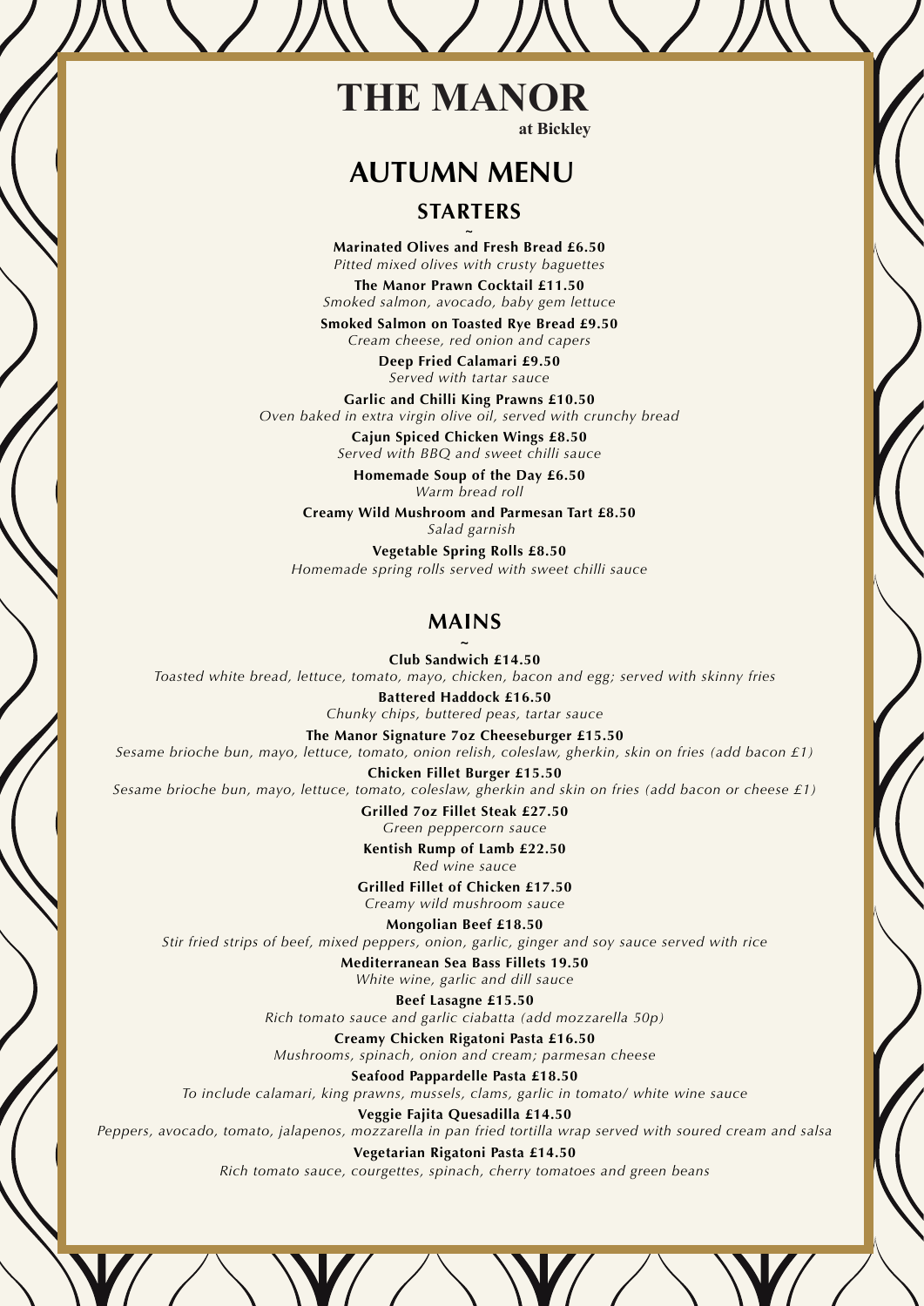# THE MANOR

**at Bickley**

## AUTUMN MENU

### STARTERS

~

**Marinated Olives and Fresh Bread £6.50**
*Pitted mixed olives with crusty baguettes*

**The Manor Prawn Cocktail £11.50**
*Smoked salmon, avocado, baby gem lettuce*

**Smoked Salmon on Toasted Rye Bread £9.50**
*Cream cheese, red onion and capers*

**Deep Fried Calamari £9.50**
*Served with tartar sauce*

**Garlic and Chilli King Prawns £10.50**
*Oven baked in extra virgin olive oil, served with crunchy bread*

**Cajun Spiced Chicken Wings £8.50**
*Served with BBQ and sweet chilli sauce*

**Homemade Soup of the Day £6.50**
*Warm bread roll*

**Creamy Wild Mushroom and Parmesan Tart £8.50**
*Salad garnish*

**Vegetable Spring Rolls £8.50**
*Homemade spring rolls served with sweet chilli sauce*

### MAINS

~

**Club Sandwich £14.50**
*Toasted white bread, lettuce, tomato, mayo, chicken, bacon and egg; served with skinny fries*

**Battered Haddock £16.50**
*Chunky chips, buttered peas, tartar sauce*

**The Manor Signature 7oz Cheeseburger £15.50**
*Sesame brioche bun, mayo, lettuce, tomato, onion relish, coleslaw, gherkin, skin on fries (add bacon £1)*

**Chicken Fillet Burger £15.50**
*Sesame brioche bun, mayo, lettuce, tomato, coleslaw, gherkin and skin on fries (add bacon or cheese £1)*

**Grilled 7oz Fillet Steak £27.50**
*Green peppercorn sauce*

**Kentish Rump of Lamb £22.50**
*Red wine sauce*

**Grilled Fillet of Chicken £17.50**
*Creamy wild mushroom sauce*

**Mongolian Beef £18.50**
*Stir fried strips of beef, mixed peppers, onion, garlic, ginger and soy sauce served with rice*

**Mediterranean Sea Bass Fillets 19.50**
*White wine, garlic and dill sauce*

**Beef Lasagne £15.50**
*Rich tomato sauce and garlic ciabatta (add mozzarella 50p)*

**Creamy Chicken Rigatoni Pasta £16.50**
*Mushrooms, spinach, onion and cream; parmesan cheese*

**Seafood Pappardelle Pasta £18.50**
*To include calamari, king prawns, mussels, clams, garlic in tomato/ white wine sauce*

**Veggie Fajita Quesadilla £14.50**
*Peppers, avocado, tomato, jalapenos, mozzarella in pan fried tortilla wrap served with soured cream and salsa*

**Vegetarian Rigatoni Pasta £14.50**
*Rich tomato sauce, courgettes, spinach, cherry tomatoes and green beans*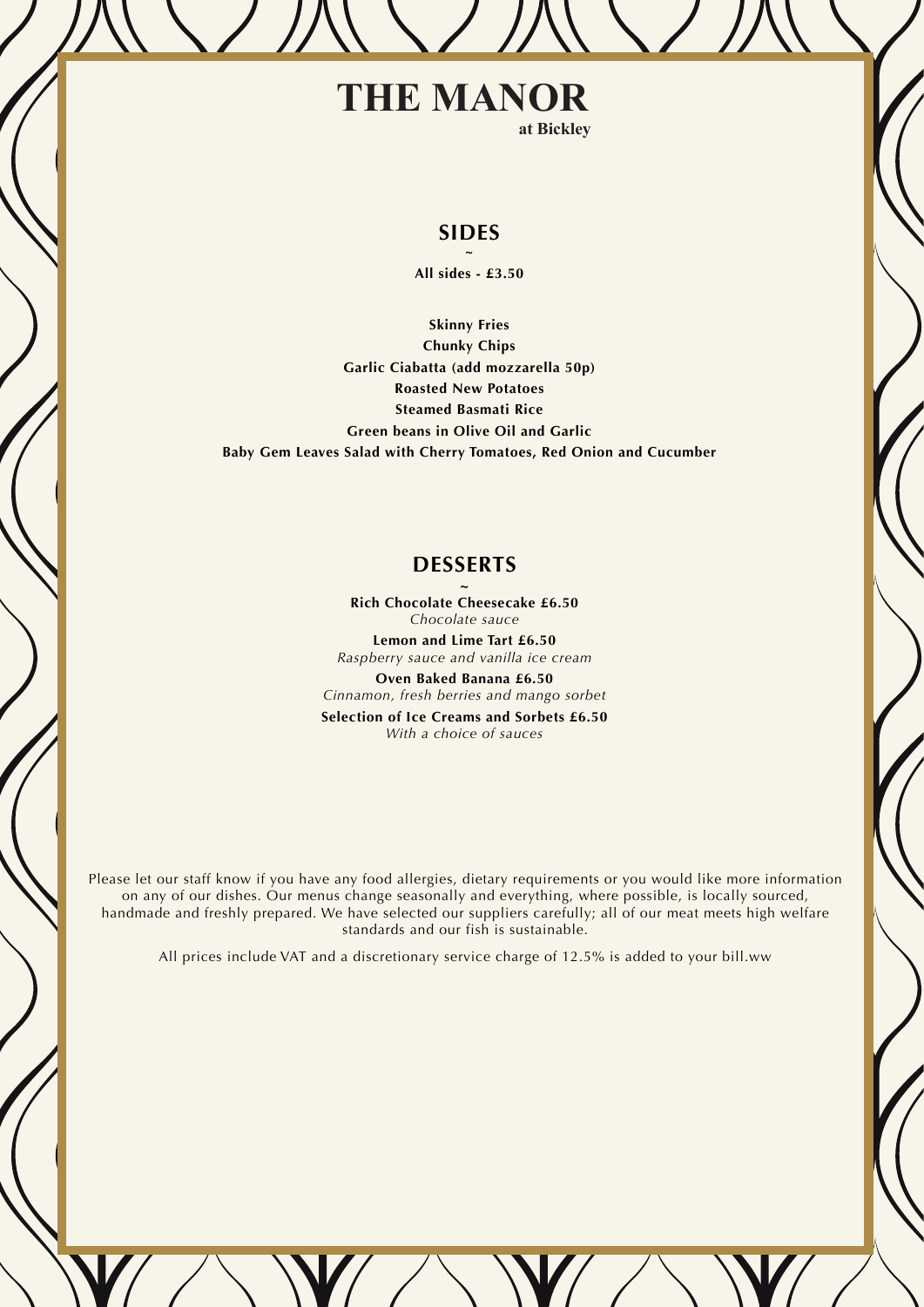# THE MANOR

**at Bickley**

## SIDES

~

**All sides - £3.50**

**Skinny Fries**
**Chunky Chips**
**Garlic Ciabatta (add mozzarella 50p)**
**Roasted New Potatoes**
**Steamed Basmati Rice**
**Green beans in Olive Oil and Garlic**
**Baby Gem Leaves Salad with Cherry Tomatoes, Red Onion and Cucumber**

## DESSERTS

~

**Rich Chocolate Cheesecake £6.50**
*Chocolate sauce*

**Lemon and Lime Tart £6.50**
*Raspberry sauce and vanilla ice cream*

**Oven Baked Banana £6.50**
*Cinnamon, fresh berries and mango sorbet*

**Selection of Ice Creams and Sorbets £6.50**
*With a choice of sauces*

Please let our staff know if you have any food allergies, dietary requirements or you would like more information on any of our dishes. Our menus change seasonally and everything, where possible, is locally sourced, handmade and freshly prepared. We have selected our suppliers carefully; all of our meat meets high welfare standards and our fish is sustainable.

All prices include VAT and a discretionary service charge of 12.5% is added to your bill.ww